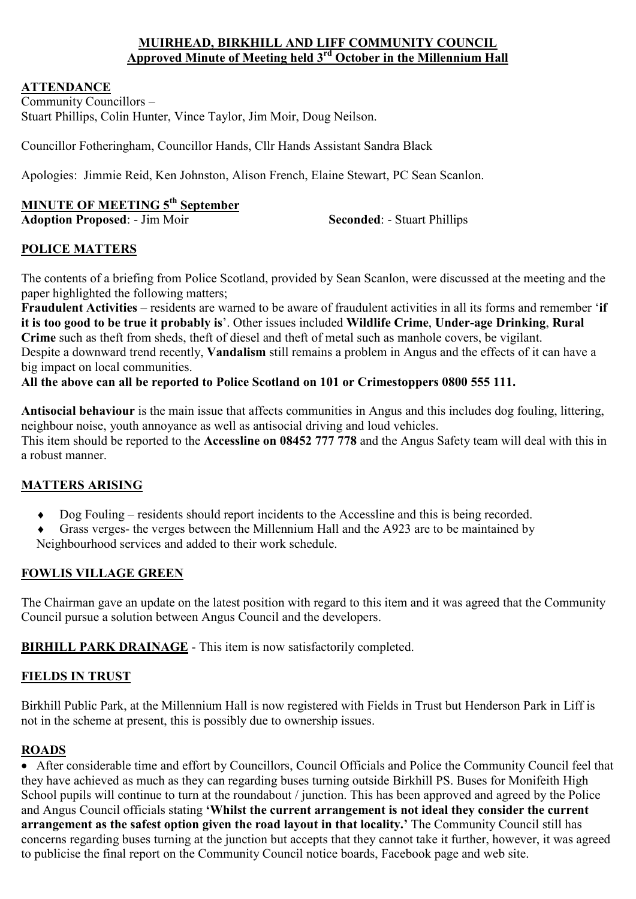# MUIRHEAD, BIRKHILL AND LIFF COMMUNITY COUNCIL

## Approved Minute of Meeting held 3rd October in the Millennium Hall

## ATTENDANCE

Community Councillors –
Stuart Phillips, Colin Hunter, Vince Taylor, Jim Moir, Doug Neilson.

Councillor Fotheringham, Councillor Hands, Cllr Hands Assistant Sandra Black

Apologies: Jimmie Reid, Ken Johnston, Alison French, Elaine Stewart, PC Sean Scanlon.

## MINUTE OF MEETING 5th September

**Adoption Proposed**: - Jim Moir **Seconded**: - Stuart Phillips

## POLICE MATTERS

The contents of a briefing from Police Scotland, provided by Sean Scanlon, were discussed at the meeting and the paper highlighted the following matters;

**Fraudulent Activities** – residents are warned to be aware of fraudulent activities in all its forms and remember '**if it is too good to be true it probably is**'. Other issues included **Wildlife Crime**, **Under-age Drinking**, **Rural Crime** such as theft from sheds, theft of diesel and theft of metal such as manhole covers, be vigilant.
Despite a downward trend recently, **Vandalism** still remains a problem in Angus and the effects of it can have a big impact on local communities.

**All the above can all be reported to Police Scotland on 101 or Crimestoppers 0800 555 111.**

**Antisocial behaviour** is the main issue that affects communities in Angus and this includes dog fouling, littering, neighbour noise, youth annoyance as well as antisocial driving and loud vehicles.
This item should be reported to the **Accessline on 08452 777 778** and the Angus Safety team will deal with this in a robust manner.

## MATTERS ARISING

- Dog Fouling – residents should report incidents to the Accessline and this is being recorded.
- Grass verges- the verges between the Millennium Hall and the A923 are to be maintained by Neighbourhood services and added to their work schedule.

## FOWLIS VILLAGE GREEN

The Chairman gave an update on the latest position with regard to this item and it was agreed that the Community Council pursue a solution between Angus Council and the developers.

**BIRHILL PARK DRAINAGE** - This item is now satisfactorily completed.

## FIELDS IN TRUST

Birkhill Public Park, at the Millennium Hall is now registered with Fields in Trust but Henderson Park in Liff is not in the scheme at present, this is possibly due to ownership issues.

## ROADS

- After considerable time and effort by Councillors, Council Officials and Police the Community Council feel that they have achieved as much as they can regarding buses turning outside Birkhill PS. Buses for Monifeith High School pupils will continue to turn at the roundabout / junction. This has been approved and agreed by the Police and Angus Council officials stating **'Whilst the current arrangement is not ideal they consider the current arrangement as the safest option given the road layout in that locality.'** The Community Council still has concerns regarding buses turning at the junction but accepts that they cannot take it further, however, it was agreed to publicise the final report on the Community Council notice boards, Facebook page and web site.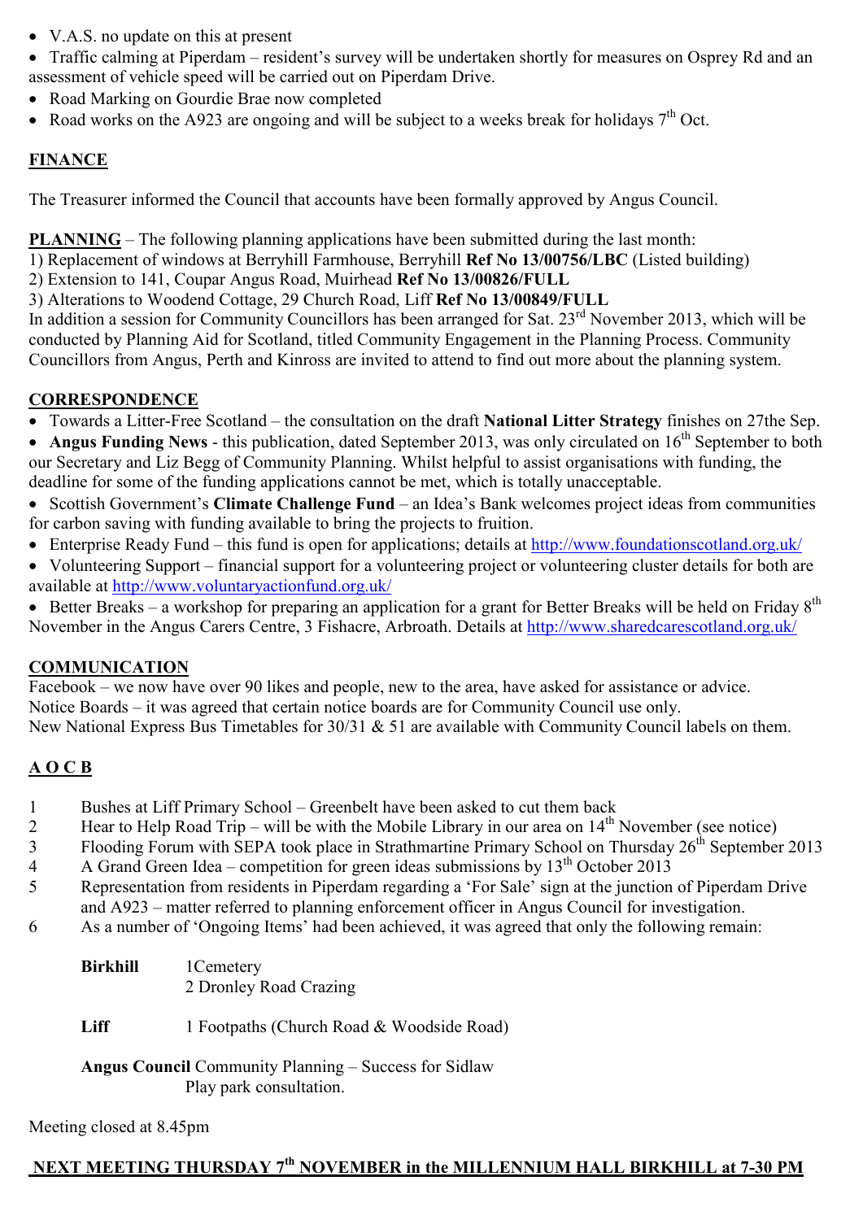- V.A.S. no update on this at present
- Traffic calming at Piperdam – resident's survey will be undertaken shortly for measures on Osprey Rd and an assessment of vehicle speed will be carried out on Piperdam Drive.
- Road Marking on Gourdie Brae now completed
- Road works on the A923 are ongoing and will be subject to a weeks break for holidays 7th Oct.

**FINANCE**

The Treasurer informed the Council that accounts have been formally approved by Angus Council.

**PLANNING** – The following planning applications have been submitted during the last month:
1) Replacement of windows at Berryhill Farmhouse, Berryhill **Ref No 13/00756/LBC** (Listed building)
2) Extension to 141, Coupar Angus Road, Muirhead **Ref No 13/00826/FULL**
3) Alterations to Woodend Cottage, 29 Church Road, Liff **Ref No 13/00849/FULL**
In addition a session for Community Councillors has been arranged for Sat. 23rd November 2013, which will be conducted by Planning Aid for Scotland, titled Community Engagement in the Planning Process. Community Councillors from Angus, Perth and Kinross are invited to attend to find out more about the planning system.

**CORRESPONDENCE**

- Towards a Litter-Free Scotland – the consultation on the draft **National Litter Strategy** finishes on 27the Sep.
- **Angus Funding News** - this publication, dated September 2013, was only circulated on 16th September to both our Secretary and Liz Begg of Community Planning. Whilst helpful to assist organisations with funding, the deadline for some of the funding applications cannot be met, which is totally unacceptable.
- Scottish Government's **Climate Challenge Fund** – an Idea's Bank welcomes project ideas from communities for carbon saving with funding available to bring the projects to fruition.
- Enterprise Ready Fund – this fund is open for applications; details at http://www.foundationscotland.org.uk/
- Volunteering Support – financial support for a volunteering project or volunteering cluster details for both are available at http://www.voluntaryactionfund.org.uk/
- Better Breaks – a workshop for preparing an application for a grant for Better Breaks will be held on Friday 8th November in the Angus Carers Centre, 3 Fishacre, Arbroath. Details at http://www.sharedcarescotland.org.uk/

**COMMUNICATION**

Facebook – we now have over 90 likes and people, new to the area, have asked for assistance or advice.
Notice Boards – it was agreed that certain notice boards are for Community Council use only.
New National Express Bus Timetables for 30/31 & 51 are available with Community Council labels on them.

**A O C B**

1. Bushes at Liff Primary School – Greenbelt have been asked to cut them back
2. Hear to Help Road Trip – will be with the Mobile Library in our area on 14th November (see notice)
3. Flooding Forum with SEPA took place in Strathmartine Primary School on Thursday 26th September 2013
4. A Grand Green Idea – competition for green ideas submissions by 13th October 2013
5. Representation from residents in Piperdam regarding a 'For Sale' sign at the junction of Piperdam Drive and A923 – matter referred to planning enforcement officer in Angus Council for investigation.
6. As a number of 'Ongoing Items' had been achieved, it was agreed that only the following remain:

**Birkhill** 1Cemetery
2 Dronley Road Crazing

**Liff** 1 Footpaths (Church Road & Woodside Road)

**Angus Council** Community Planning – Success for Sidlaw
Play park consultation.

Meeting closed at 8.45pm

**NEXT MEETING THURSDAY 7th NOVEMBER in the MILLENNIUM HALL BIRKHILL at 7-30 PM**